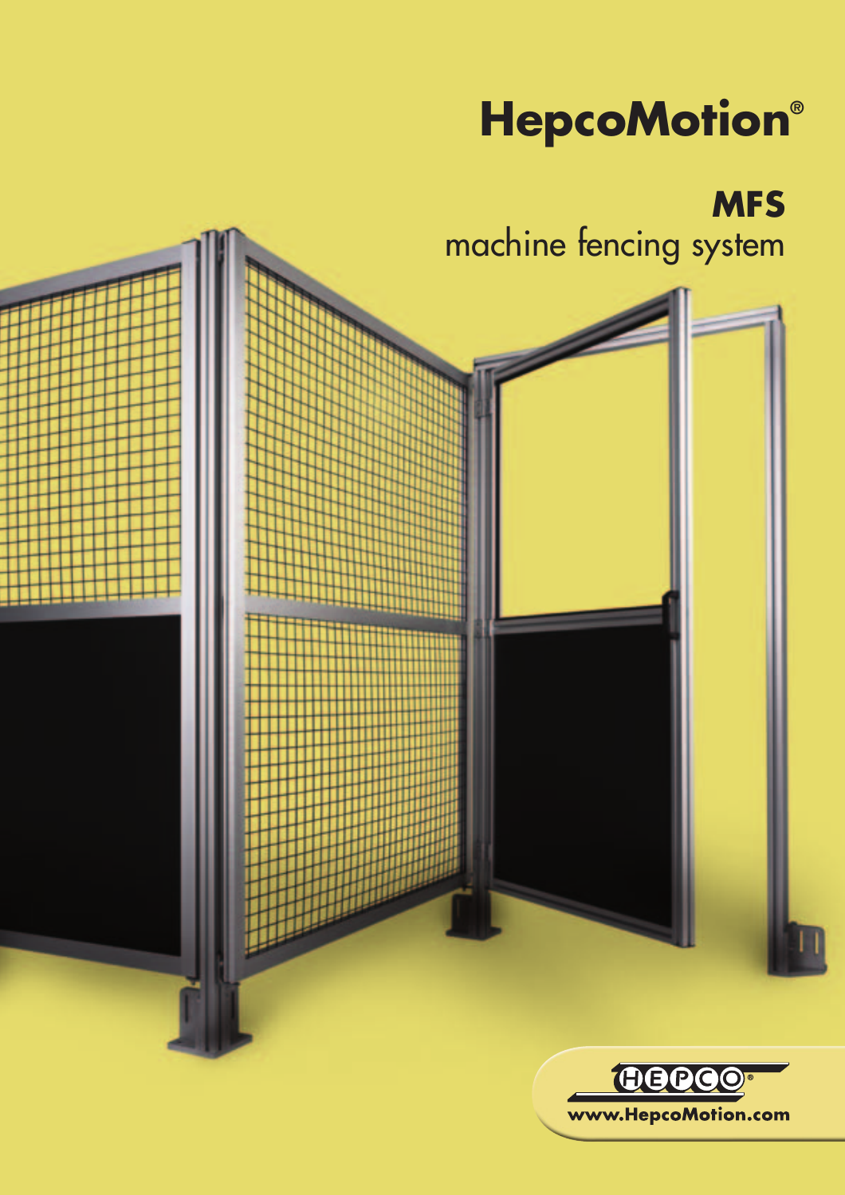# HepcoMotion®

## MFS

machine fencing system

www.HepcoMotion.com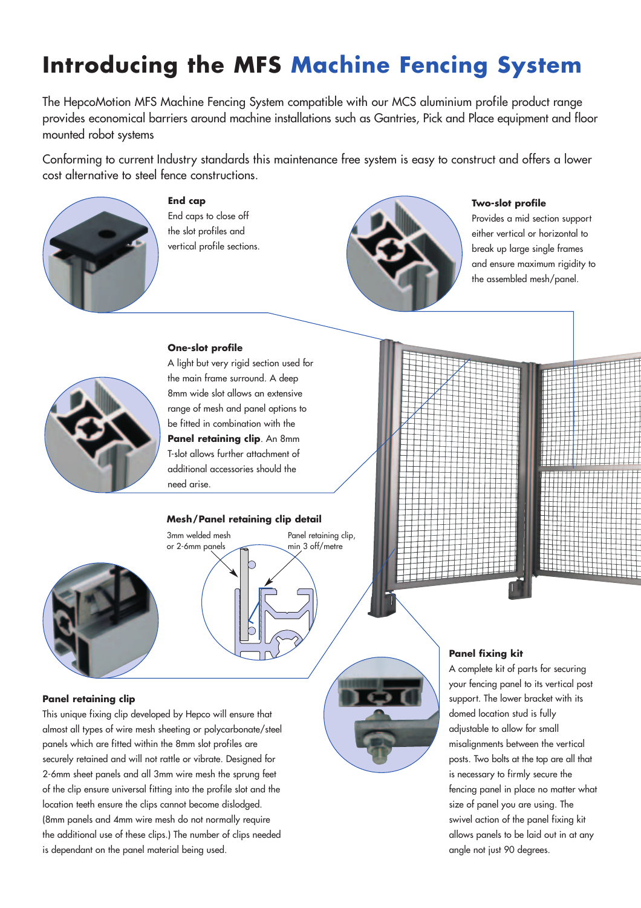# Introducing the MFS Machine Fencing System

The HepcoMotion MFS Machine Fencing System compatible with our MCS aluminium profile product range provides economical barriers around machine installations such as Gantries, Pick and Place equipment and floor mounted robot systems

Conforming to current Industry standards this maintenance free system is easy to construct and offers a lower cost alternative to steel fence constructions.

**End cap**

End caps to close off the slot profiles and vertical profile sections.

**Two-slot profile**

Provides a mid section support either vertical or horizontal to break up large single frames and ensure maximum rigidity to the assembled mesh/panel.

**One-slot profile**

A light but very rigid section used for the main frame surround. A deep 8mm wide slot allows an extensive range of mesh and panel options to be fitted in combination with the **Panel retaining clip**. An 8mm T-slot allows further attachment of additional accessories should the need arise.

**Mesh/Panel retaining clip detail**

3mm welded mesh or 2-6mm panels

Panel retaining clip, min 3 off/metre

**Panel retaining clip**

This unique fixing clip developed by Hepco will ensure that almost all types of wire mesh sheeting or polycarbonate/steel panels which are fitted within the 8mm slot profiles are securely retained and will not rattle or vibrate. Designed for 2-6mm sheet panels and all 3mm wire mesh the sprung feet of the clip ensure universal fitting into the profile slot and the location teeth ensure the clips cannot become dislodged. (8mm panels and 4mm wire mesh do not normally require the additional use of these clips.) The number of clips needed is dependant on the panel material being used.

**Panel fixing kit**

A complete kit of parts for securing your fencing panel to its vertical post support. The lower bracket with its domed location stud is fully adjustable to allow for small misalignments between the vertical posts. Two bolts at the top are all that is necessary to firmly secure the fencing panel in place no matter what size of panel you are using. The swivel action of the panel fixing kit allows panels to be laid out in at any angle not just 90 degrees.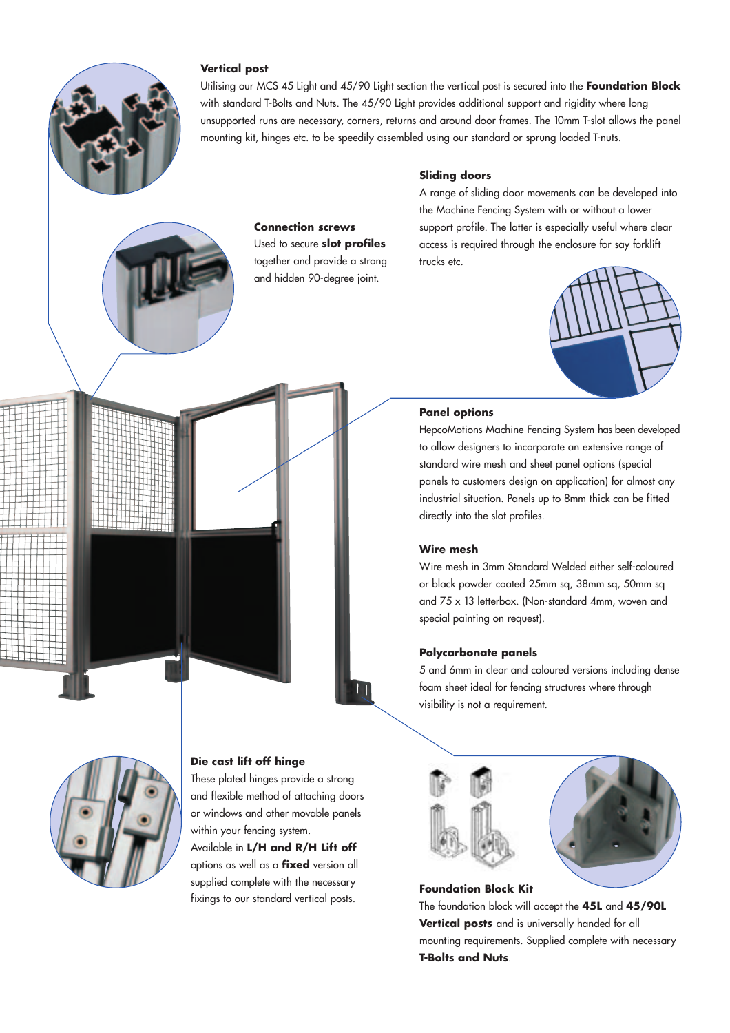### Vertical post

Utilising our MCS 45 Light and 45/90 Light section the vertical post is secured into the **Foundation Block** with standard T-Bolts and Nuts. The 45/90 Light provides additional support and rigidity where long unsupported runs are necessary, corners, returns and around door frames. The 10mm T-slot allows the panel mounting kit, hinges etc. to be speedily assembled using our standard or sprung loaded T-nuts.

### Sliding doors

A range of sliding door movements can be developed into the Machine Fencing System with or without a lower support profile. The latter is especially useful where clear access is required through the enclosure for say forklift trucks etc.

### Connection screws

Used to secure **slot profiles** together and provide a strong and hidden 90-degree joint.

### Panel options

HepcoMotions Machine Fencing System has been developed to allow designers to incorporate an extensive range of standard wire mesh and sheet panel options (special panels to customers design on application) for almost any industrial situation. Panels up to 8mm thick can be fitted directly into the slot profiles.

### Wire mesh

Wire mesh in 3mm Standard Welded either self-coloured or black powder coated 25mm sq, 38mm sq, 50mm sq and 75 x 13 letterbox. (Non-standard 4mm, woven and special painting on request).

### Polycarbonate panels

5 and 6mm in clear and coloured versions including dense foam sheet ideal for fencing structures where through visibility is not a requirement.

### Die cast lift off hinge

These plated hinges provide a strong and flexible method of attaching doors or windows and other movable panels within your fencing system.
Available in **L/H and R/H Lift off** options as well as a **fixed** version all supplied complete with the necessary fixings to our standard vertical posts.

### Foundation Block Kit

The foundation block will accept the **45L** and **45/90L Vertical posts** and is universally handed for all mounting requirements. Supplied complete with necessary **T-Bolts and Nuts**.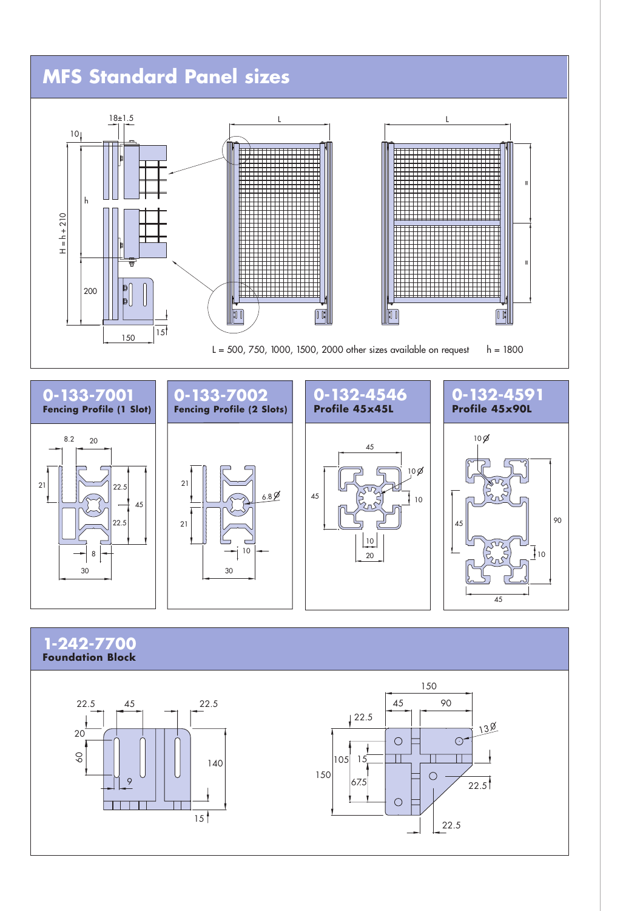# MFS Standard Panel sizes

18±1.5

10

h

H = h + 210

200

150

15

L

L

L = 500, 750, 1000, 1500, 2000 other sizes available on request

h = 1800

## 0-133-7001
**Fencing Profile (1 Slot)**

8.2, 20, 21, 22.5, 45, 22.5, 8, 30

## 0-133-7002
**Fencing Profile (2 Slots)**

21, 21, 6.8 Ø, 10, 30

## 0-132-4546
**Profile 45x45L**

45, 45, 10 Ø, 10, 10, 20

## 0-132-4591
**Profile 45x90L**

10 Ø, 45, 90, 10, 45

## 1-242-7700
**Foundation Block**

22.5, 45, 22.5, 20, 60, 9, 140, 15

150, 45, 90, 22.5, 13 Ø, 105, 15, 150, 67.5, 22.5, 22.5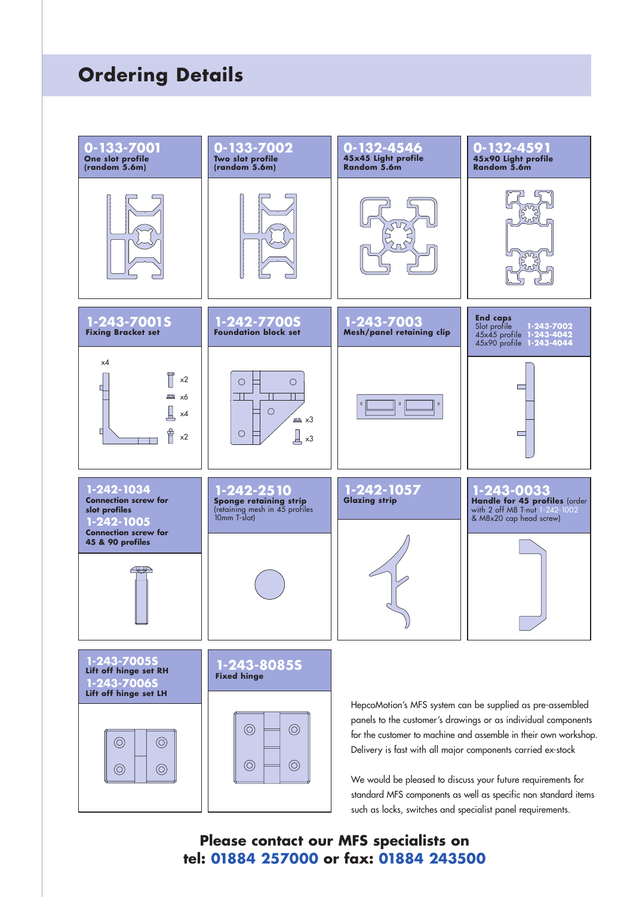# Ordering Details

**0-133-7001**
**One slot profile**
**(random 5.6m)**

**0-133-7002**
**Two slot profile**
**(random 5.6m)**

**0-132-4546**
**45x45 Light profile**
**Random 5.6m**

**0-132-4591**
**45x90 Light profile**
**Random 5.6m**

**1-243-7001S**
**Fixing Bracket set**

x4, x2, x6, x4, x2

**1-242-7700S**
**Foundation block set**

x3, x3

**1-243-7003**
**Mesh/panel retaining clip**

**End caps**
Slot profile **1-243-7002**
45x45 profile **1-243-4042**
45x90 profile **1-243-4044**

**1-242-1034**
**Connection screw for slot profiles**
**1-242-1005**
**Connection screw for 45 & 90 profiles**

**1-242-2510**
**Sponge retaining strip**
(retaining mesh in 45 profiles 10mm T-slot)

**1-242-1057**
**Glazing strip**

**1-243-0033**
**Handle for 45 profiles** (order with 2 off M8 T-nut 1-242-1002 & M8x20 cap head screw)

**1-243-7005S**
**Lift off hinge set RH**
**1-243-7006S**
**Lift off hinge set LH**

**1-243-8085S**
**Fixed hinge**

HepcoMotion's MFS system can be supplied as pre-assembled panels to the customer's drawings or as individual components for the customer to machine and assemble in their own workshop. Delivery is fast with all major components carried ex-stock

We would be pleased to discuss your future requirements for standard MFS components as well as specific non standard items such as locks, switches and specialist panel requirements.

**Please contact our MFS specialists on**
**tel: 01884 257000 or fax: 01884 243500**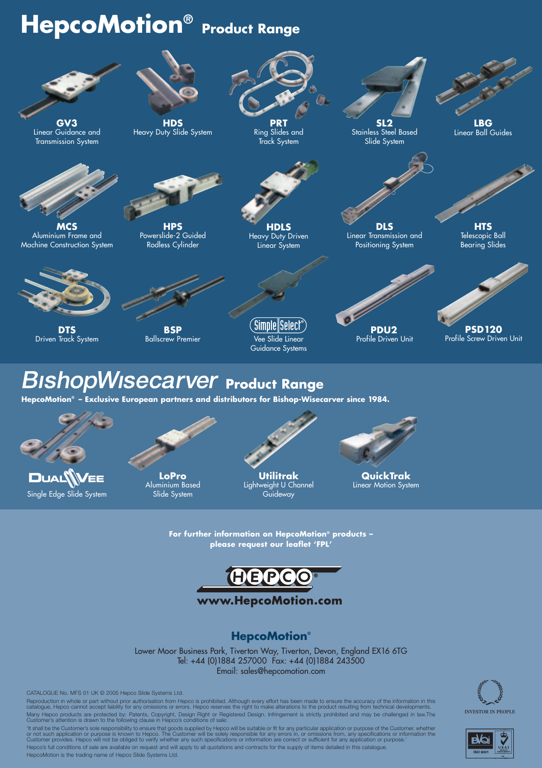# HepcoMotion® Product Range

**GV3**
Linear Guidance and Transmission System

**HDS**
Heavy Duty Slide System

**PRT**
Ring Slides and Track System

**SL2**
Stainless Steel Based Slide System

**LBG**
Linear Ball Guides

**MCS**
Aluminium Frame and Machine Construction System

**HPS**
Powerslide-2 Guided Rodless Cylinder

**HDLS**
Heavy Duty Driven Linear System

**DLS**
Linear Transmission and Positioning System

**HTS**
Telescopic Ball Bearing Slides

**DTS**
Driven Track System

**BSP**
Ballscrew Premier

**Simple Select®**
Vee Slide Linear Guidance Systems

**PDU2**
Profile Driven Unit

**PSD120**
Profile Screw Driven Unit

# BishopWisecarver Product Range

**HepcoMotion® – Exclusive European partners and distributors for Bishop-Wisecarver since 1984.**

**DUALVEE**
Single Edge Slide System

**LoPro**
Aluminium Based Slide System

**Utilitrak**
Lightweight U Channel Guideway

**QuickTrak**
Linear Motion System

**For further information on HepcoMotion® products – please request our leaflet 'FPL'**

HEPCO®

**www.HepcoMotion.com**

## HepcoMotion®

Lower Moor Business Park, Tiverton Way, Tiverton, Devon, England EX16 6TG
Tel: +44 (0)1884 257000 Fax: +44 (0)1884 243500
Email: sales@hepcomotion.com

CATALOGUE No. MFS 01 UK © 2005 Hepco Slide Systems Ltd.

Reproduction in whole or part without prior authorisation from Hepco is prohibited. Although every effort has been made to ensure the accuracy of the information in this catalogue, Hepco cannot accept liability for any omissions or errors. Hepco reserves the right to make alterations to the product resulting from technical developments.
Many Hepco products are protected by: Patents, Copyright, Design Right or Registered Design. Infringement is strictly prohibited and may be challenged in law.The Customer's attention is drawn to the following clause in Hepco's conditions of sale:

'It shall be the Customer's sole responsibility to ensure that goods supplied by Hepco will be suitable or fit for any particular application or purpose of the Customer, whether or not such application or purpose is known to Hepco. The Customer will be solely responsible for any errors in, or omissions from, any specifications or information the Customer provides. Hepco will not be obliged to verify whether any such specifications or information are correct or sufficient for any application or purpose.'

Hepco's full conditions of sale are available on request and will apply to all quotations and contracts for the supply of items detailed in this catalogue.

HepcoMotion is the trading name of Hepco Slide Systems Ltd.

INVESTOR IN PEOPLE

ISO 9001